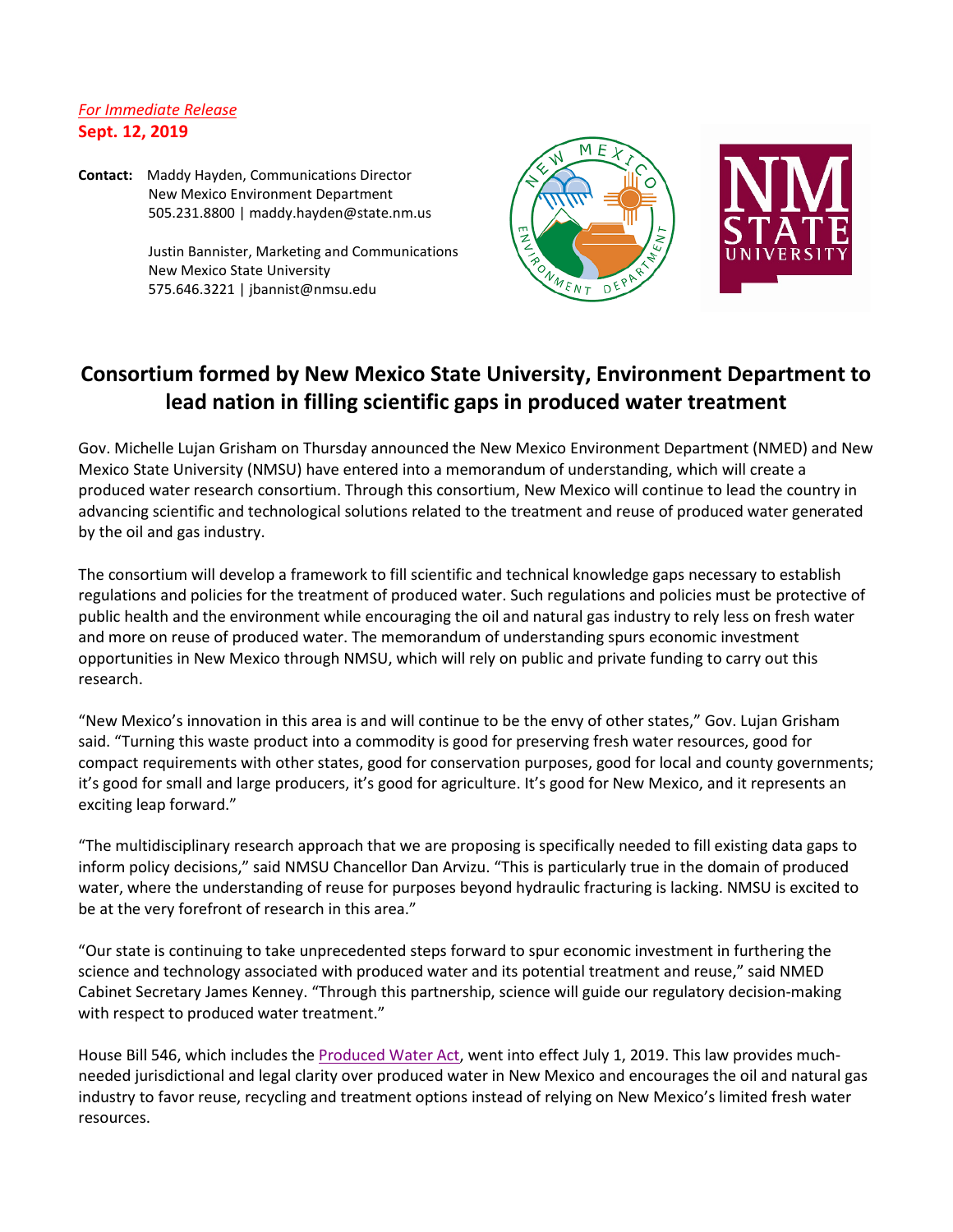*For Immediate Release*
**Sept. 12, 2019**

**Contact:** Maddy Hayden, Communications Director
New Mexico Environment Department
505.231.8800 | maddy.hayden@state.nm.us

Justin Bannister, Marketing and Communications
New Mexico State University
575.646.3221 | jbannist@nmsu.edu

# Consortium formed by New Mexico State University, Environment Department to lead nation in filling scientific gaps in produced water treatment

Gov. Michelle Lujan Grisham on Thursday announced the New Mexico Environment Department (NMED) and New Mexico State University (NMSU) have entered into a memorandum of understanding, which will create a produced water research consortium. Through this consortium, New Mexico will continue to lead the country in advancing scientific and technological solutions related to the treatment and reuse of produced water generated by the oil and gas industry.

The consortium will develop a framework to fill scientific and technical knowledge gaps necessary to establish regulations and policies for the treatment of produced water. Such regulations and policies must be protective of public health and the environment while encouraging the oil and natural gas industry to rely less on fresh water and more on reuse of produced water. The memorandum of understanding spurs economic investment opportunities in New Mexico through NMSU, which will rely on public and private funding to carry out this research.

"New Mexico's innovation in this area is and will continue to be the envy of other states," Gov. Lujan Grisham said. "Turning this waste product into a commodity is good for preserving fresh water resources, good for compact requirements with other states, good for conservation purposes, good for local and county governments; it's good for small and large producers, it's good for agriculture. It's good for New Mexico, and it represents an exciting leap forward."

"The multidisciplinary research approach that we are proposing is specifically needed to fill existing data gaps to inform policy decisions," said NMSU Chancellor Dan Arvizu. "This is particularly true in the domain of produced water, where the understanding of reuse for purposes beyond hydraulic fracturing is lacking. NMSU is excited to be at the very forefront of research in this area."

"Our state is continuing to take unprecedented steps forward to spur economic investment in furthering the science and technology associated with produced water and its potential treatment and reuse," said NMED Cabinet Secretary James Kenney. "Through this partnership, science will guide our regulatory decision-making with respect to produced water treatment."

House Bill 546, which includes the Produced Water Act, went into effect July 1, 2019. This law provides much-needed jurisdictional and legal clarity over produced water in New Mexico and encourages the oil and natural gas industry to favor reuse, recycling and treatment options instead of relying on New Mexico's limited fresh water resources.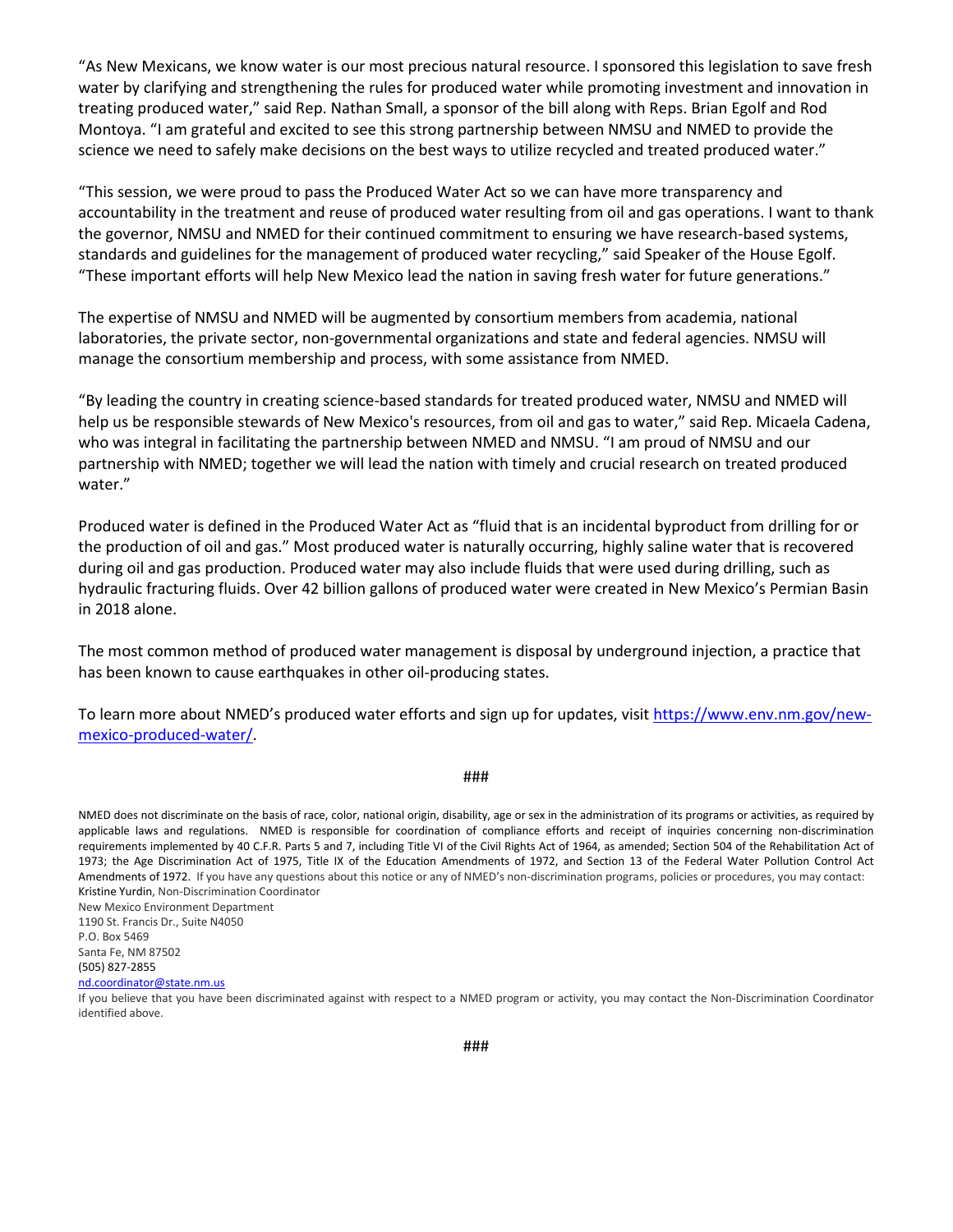"As New Mexicans, we know water is our most precious natural resource. I sponsored this legislation to save fresh water by clarifying and strengthening the rules for produced water while promoting investment and innovation in treating produced water," said Rep. Nathan Small, a sponsor of the bill along with Reps. Brian Egolf and Rod Montoya. "I am grateful and excited to see this strong partnership between NMSU and NMED to provide the science we need to safely make decisions on the best ways to utilize recycled and treated produced water."

"This session, we were proud to pass the Produced Water Act so we can have more transparency and accountability in the treatment and reuse of produced water resulting from oil and gas operations. I want to thank the governor, NMSU and NMED for their continued commitment to ensuring we have research-based systems, standards and guidelines for the management of produced water recycling," said Speaker of the House Egolf. "These important efforts will help New Mexico lead the nation in saving fresh water for future generations."

The expertise of NMSU and NMED will be augmented by consortium members from academia, national laboratories, the private sector, non-governmental organizations and state and federal agencies. NMSU will manage the consortium membership and process, with some assistance from NMED.

"By leading the country in creating science-based standards for treated produced water, NMSU and NMED will help us be responsible stewards of New Mexico's resources, from oil and gas to water," said Rep. Micaela Cadena, who was integral in facilitating the partnership between NMED and NMSU. "I am proud of NMSU and our partnership with NMED; together we will lead the nation with timely and crucial research on treated produced water."

Produced water is defined in the Produced Water Act as "fluid that is an incidental byproduct from drilling for or the production of oil and gas." Most produced water is naturally occurring, highly saline water that is recovered during oil and gas production. Produced water may also include fluids that were used during drilling, such as hydraulic fracturing fluids. Over 42 billion gallons of produced water were created in New Mexico's Permian Basin in 2018 alone.

The most common method of produced water management is disposal by underground injection, a practice that has been known to cause earthquakes in other oil-producing states.

To learn more about NMED's produced water efforts and sign up for updates, visit [https://www.env.nm.gov/new-mexico-produced-water/](https://www.env.nm.gov/new-mexico-produced-water/).

###

NMED does not discriminate on the basis of race, color, national origin, disability, age or sex in the administration of its programs or activities, as required by applicable laws and regulations. NMED is responsible for coordination of compliance efforts and receipt of inquiries concerning non-discrimination requirements implemented by 40 C.F.R. Parts 5 and 7, including Title VI of the Civil Rights Act of 1964, as amended; Section 504 of the Rehabilitation Act of 1973; the Age Discrimination Act of 1975, Title IX of the Education Amendments of 1972, and Section 13 of the Federal Water Pollution Control Act Amendments of 1972. If you have any questions about this notice or any of NMED's non-discrimination programs, policies or procedures, you may contact:

Kristine Yurdin, Non-Discrimination Coordinator
New Mexico Environment Department
1190 St. Francis Dr., Suite N4050
P.O. Box 5469
Santa Fe, NM 87502
(505) 827-2855
[nd.coordinator@state.nm.us](mailto:nd.coordinator@state.nm.us)

If you believe that you have been discriminated against with respect to a NMED program or activity, you may contact the Non-Discrimination Coordinator identified above.

###